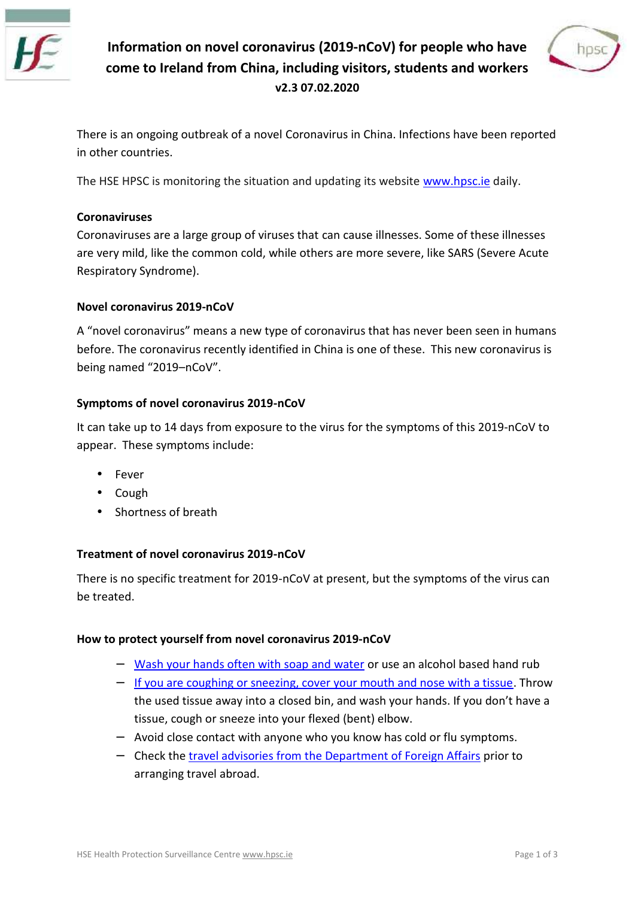# Information on novel coronavirus (2019-nCoV) for people who have come to Ireland from China, including visitors, students and workers

**v2.3 07.02.2020**

There is an ongoing outbreak of a novel Coronavirus in China. Infections have been reported in other countries.

The HSE HPSC is monitoring the situation and updating its website [www.hpsc.ie](www.hpsc.ie) daily.

## Coronaviruses

Coronaviruses are a large group of viruses that can cause illnesses. Some of these illnesses are very mild, like the common cold, while others are more severe, like SARS (Severe Acute Respiratory Syndrome).

## Novel coronavirus 2019-nCoV

A "novel coronavirus" means a new type of coronavirus that has never been seen in humans before. The coronavirus recently identified in China is one of these. This new coronavirus is being named "2019–nCoV".

## Symptoms of novel coronavirus 2019-nCoV

It can take up to 14 days from exposure to the virus for the symptoms of this 2019-nCoV to appear. These symptoms include:

- Fever
- Cough
- Shortness of breath

## Treatment of novel coronavirus 2019-nCoV

There is no specific treatment for 2019-nCoV at present, but the symptoms of the virus can be treated.

## How to protect yourself from novel coronavirus 2019-nCoV

- Wash your hands often with soap and water or use an alcohol based hand rub
- If you are coughing or sneezing, cover your mouth and nose with a tissue. Throw the used tissue away into a closed bin, and wash your hands. If you don't have a tissue, cough or sneeze into your flexed (bent) elbow.
- Avoid close contact with anyone who you know has cold or flu symptoms.
- Check the travel advisories from the Department of Foreign Affairs prior to arranging travel abroad.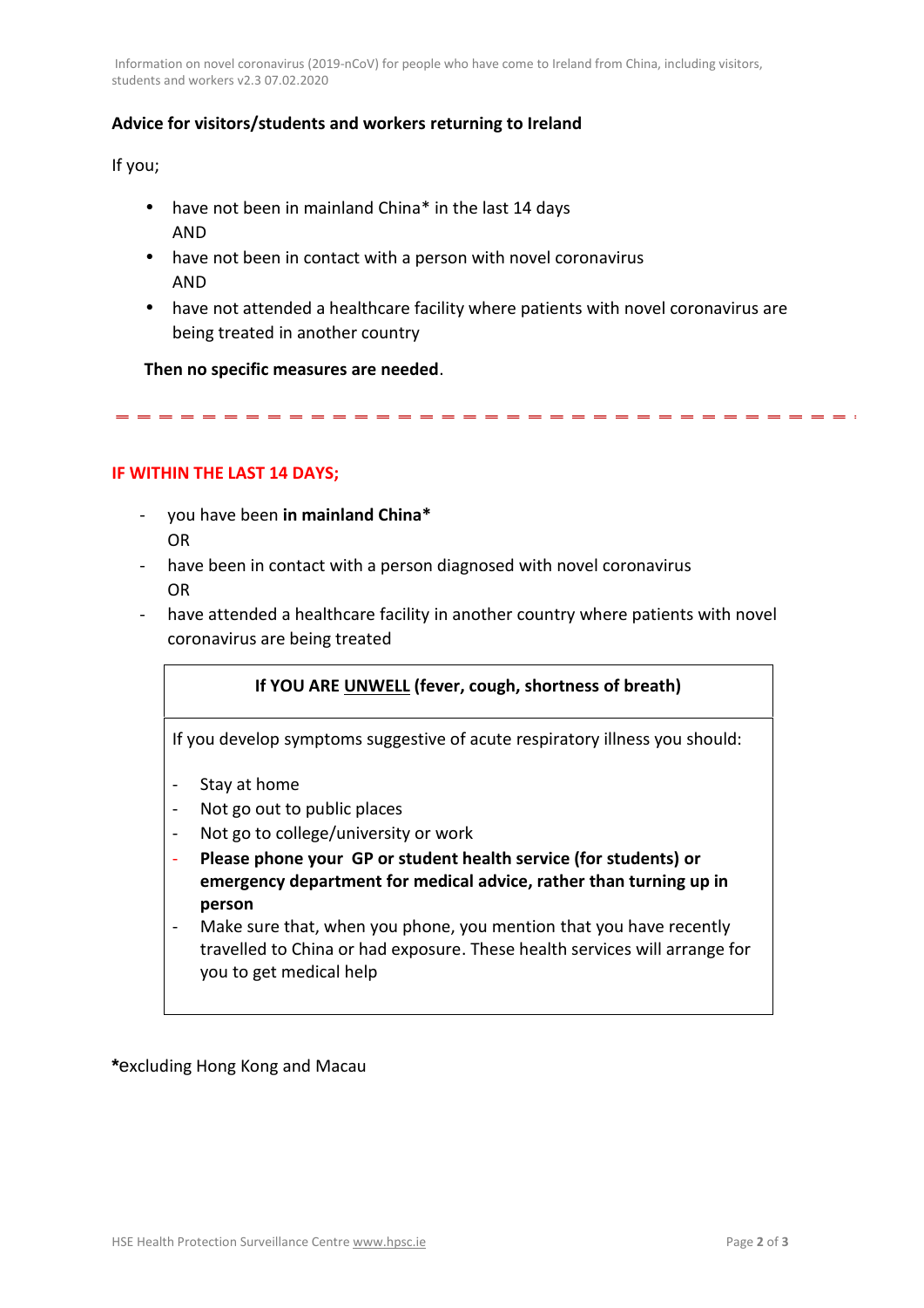**Advice for visitors/students and workers returning to Ireland**

If you;

- have not been in mainland China* in the last 14 days
  AND
- have not been in contact with a person with novel coronavirus
  AND
- have not attended a healthcare facility where patients with novel coronavirus are being treated in another country

**Then no specific measures are needed**.

---

**IF WITHIN THE LAST 14 DAYS;**

- you have been **in mainland China***
  OR
- have been in contact with a person diagnosed with novel coronavirus
  OR
- have attended a healthcare facility in another country where patients with novel coronavirus are being treated

| **If YOU ARE UNWELL (fever, cough, shortness of breath)** |
| --- |
| If you develop symptoms suggestive of acute respiratory illness you should:<br><br>- Stay at home<br>- Not go out to public places<br>- Not go to college/university or work<br>- **Please phone your GP or student health service (for students) or emergency department for medical advice, rather than turning up in person**<br>- Make sure that, when you phone, you mention that you have recently travelled to China or had exposure. These health services will arrange for you to get medical help |

***excluding Hong Kong and Macau**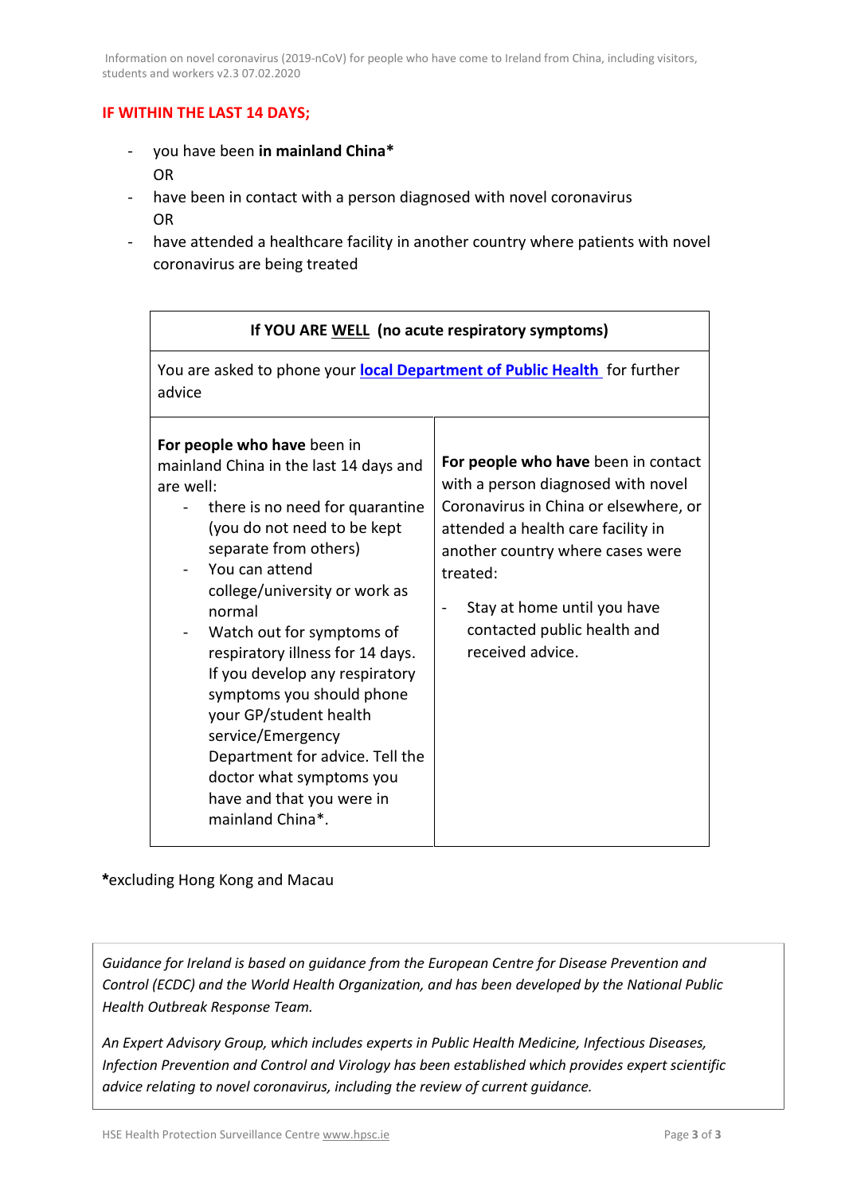**IF WITHIN THE LAST 14 DAYS;**

- you have been **in mainland China***
  OR
- have been in contact with a person diagnosed with novel coronavirus
  OR
- have attended a healthcare facility in another country where patients with novel coronavirus are being treated

| **If YOU ARE WELL (no acute respiratory symptoms)** | |
|---|---|
| You are asked to phone your **local Department of Public Health** for further advice | |
| **For people who have** been in mainland China in the last 14 days and are well:<br>- there is no need for quarantine (you do not need to be kept separate from others)<br>- You can attend college/university or work as normal<br>- Watch out for symptoms of respiratory illness for 14 days. If you develop any respiratory symptoms you should phone your GP/student health service/Emergency Department for advice. Tell the doctor what symptoms you have and that you were in mainland China*. | **For people who have** been in contact with a person diagnosed with novel Coronavirus in China or elsewhere, or attended a health care facility in another country where cases were treated:<br>- Stay at home until you have contacted public health and received advice. |

***excluding Hong Kong and Macau**

*Guidance for Ireland is based on guidance from the European Centre for Disease Prevention and Control (ECDC) and the World Health Organization, and has been developed by the National Public Health Outbreak Response Team.*

*An Expert Advisory Group, which includes experts in Public Health Medicine, Infectious Diseases, Infection Prevention and Control and Virology has been established which provides expert scientific advice relating to novel coronavirus, including the review of current guidance.*